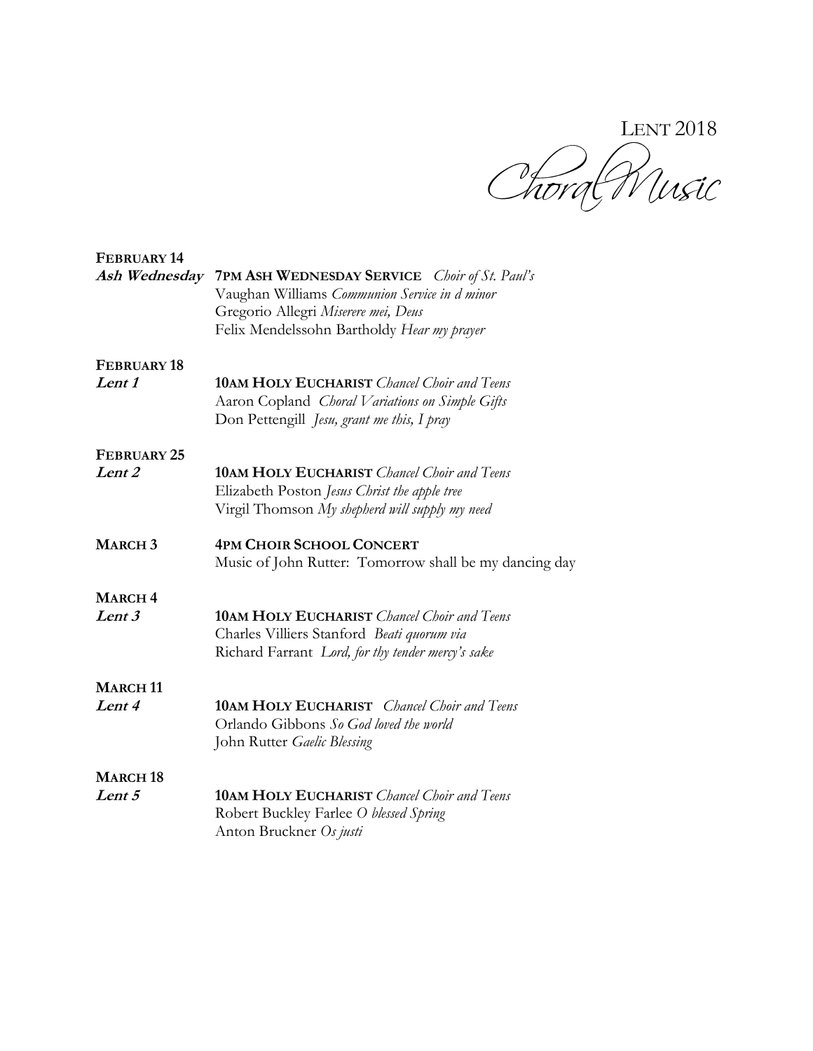# LENT 2018

## Choral Music

**FEBRUARY 14**
***Ash Wednesday*** **7PM ASH WEDNESDAY SERVICE** *Choir of St. Paul's*
Vaughan Williams *Communion Service in d minor*
Gregorio Allegri *Miserere mei, Deus*
Felix Mendelssohn Bartholdy *Hear my prayer*

**FEBRUARY 18**
***Lent 1*** **10AM HOLY EUCHARIST** *Chancel Choir and Teens*
Aaron Copland *Choral Variations on Simple Gifts*
Don Pettengill *Jesu, grant me this, I pray*

**FEBRUARY 25**
***Lent 2*** **10AM HOLY EUCHARIST** *Chancel Choir and Teens*
Elizabeth Poston *Jesus Christ the apple tree*
Virgil Thomson *My shepherd will supply my need*

**MARCH 3** **4PM CHOIR SCHOOL CONCERT**
Music of John Rutter: Tomorrow shall be my dancing day

**MARCH 4**
***Lent 3*** **10AM HOLY EUCHARIST** *Chancel Choir and Teens*
Charles Villiers Stanford *Beati quorum via*
Richard Farrant *Lord, for thy tender mercy's sake*

**MARCH 11**
***Lent 4*** **10AM HOLY EUCHARIST** *Chancel Choir and Teens*
Orlando Gibbons *So God loved the world*
John Rutter *Gaelic Blessing*

**MARCH 18**
***Lent 5*** **10AM HOLY EUCHARIST** *Chancel Choir and Teens*
Robert Buckley Farlee *O blessed Spring*
Anton Bruckner *Os justi*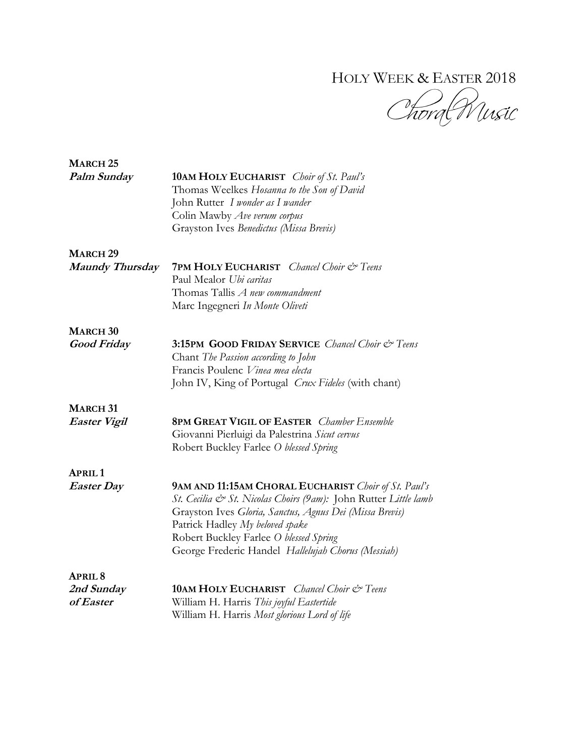# HOLY WEEK & EASTER 2018

## *Choral Music*

**MARCH 25**
***Palm Sunday***

**10AM HOLY EUCHARIST** *Choir of St. Paul's*
Thomas Weelkes *Hosanna to the Son of David*
John Rutter *I wonder as I wander*
Colin Mawby *Ave verum corpus*
Grayston Ives *Benedictus (Missa Brevis)*

**MARCH 29**
***Maundy Thursday***

**7PM HOLY EUCHARIST** *Chancel Choir & Teens*
Paul Mealor *Ubi caritas*
Thomas Tallis *A new commandment*
Marc Ingegneri *In Monte Oliveti*

**MARCH 30**
***Good Friday***

**3:15PM GOOD FRIDAY SERVICE** *Chancel Choir & Teens*
Chant *The Passion according to John*
Francis Poulenc *Vinea mea electa*
John IV, King of Portugal *Crux Fideles* (with chant)

**MARCH 31**
***Easter Vigil***

**8PM GREAT VIGIL OF EASTER** *Chamber Ensemble*
Giovanni Pierluigi da Palestrina *Sicut cervus*
Robert Buckley Farlee *O blessed Spring*

**APRIL 1**
***Easter Day***

**9AM AND 11:15AM CHORAL EUCHARIST** *Choir of St. Paul's*
*St. Cecilia & St. Nicolas Choirs (9am):* John Rutter *Little lamb*
Grayston Ives *Gloria, Sanctus, Agnus Dei (Missa Brevis)*
Patrick Hadley *My beloved spake*
Robert Buckley Farlee *O blessed Spring*
George Frederic Handel *Hallelujah Chorus (Messiah)*

**APRIL 8**
***2nd Sunday of Easter***

**10AM HOLY EUCHARIST** *Chancel Choir & Teens*
William H. Harris *This joyful Eastertide*
William H. Harris *Most glorious Lord of life*